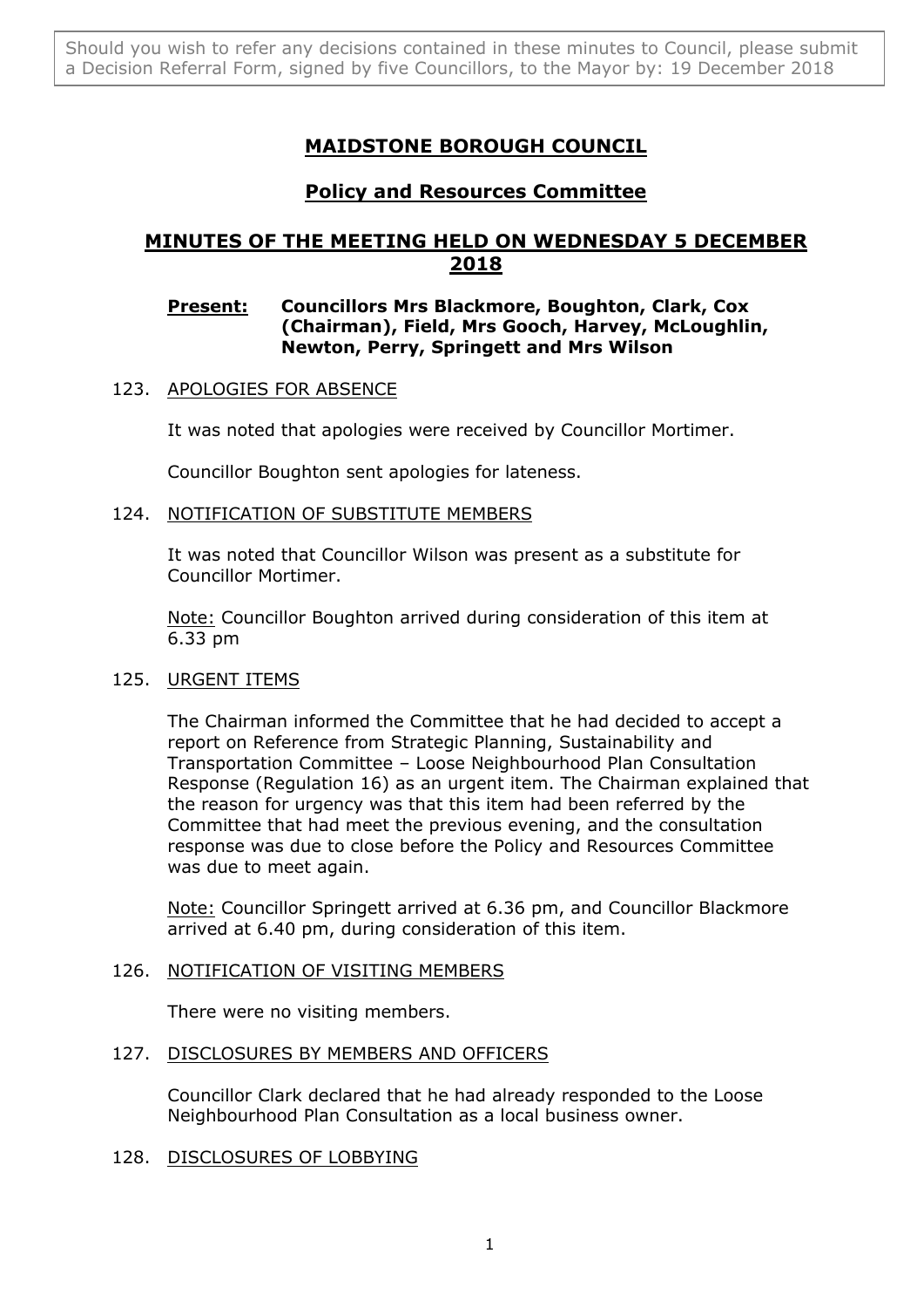Should you wish to refer any decisions contained in these minutes to Council, please submit a Decision Referral Form, signed by five Councillors, to the Mayor by: 19 December 2018

# MAIDSTONE BOROUGH COUNCIL

## Policy and Resources Committee

## MINUTES OF THE MEETING HELD ON WEDNESDAY 5 DECEMBER 2018

**Present:** **Councillors Mrs Blackmore, Boughton, Clark, Cox (Chairman), Field, Mrs Gooch, Harvey, McLoughlin, Newton, Perry, Springett and Mrs Wilson**

### 123. APOLOGIES FOR ABSENCE

It was noted that apologies were received by Councillor Mortimer.

Councillor Boughton sent apologies for lateness.

### 124. NOTIFICATION OF SUBSTITUTE MEMBERS

It was noted that Councillor Wilson was present as a substitute for Councillor Mortimer.

Note: Councillor Boughton arrived during consideration of this item at 6.33 pm

### 125. URGENT ITEMS

The Chairman informed the Committee that he had decided to accept a report on Reference from Strategic Planning, Sustainability and Transportation Committee – Loose Neighbourhood Plan Consultation Response (Regulation 16) as an urgent item. The Chairman explained that the reason for urgency was that this item had been referred by the Committee that had meet the previous evening, and the consultation response was due to close before the Policy and Resources Committee was due to meet again.

Note: Councillor Springett arrived at 6.36 pm, and Councillor Blackmore arrived at 6.40 pm, during consideration of this item.

### 126. NOTIFICATION OF VISITING MEMBERS

There were no visiting members.

### 127. DISCLOSURES BY MEMBERS AND OFFICERS

Councillor Clark declared that he had already responded to the Loose Neighbourhood Plan Consultation as a local business owner.

### 128. DISCLOSURES OF LOBBYING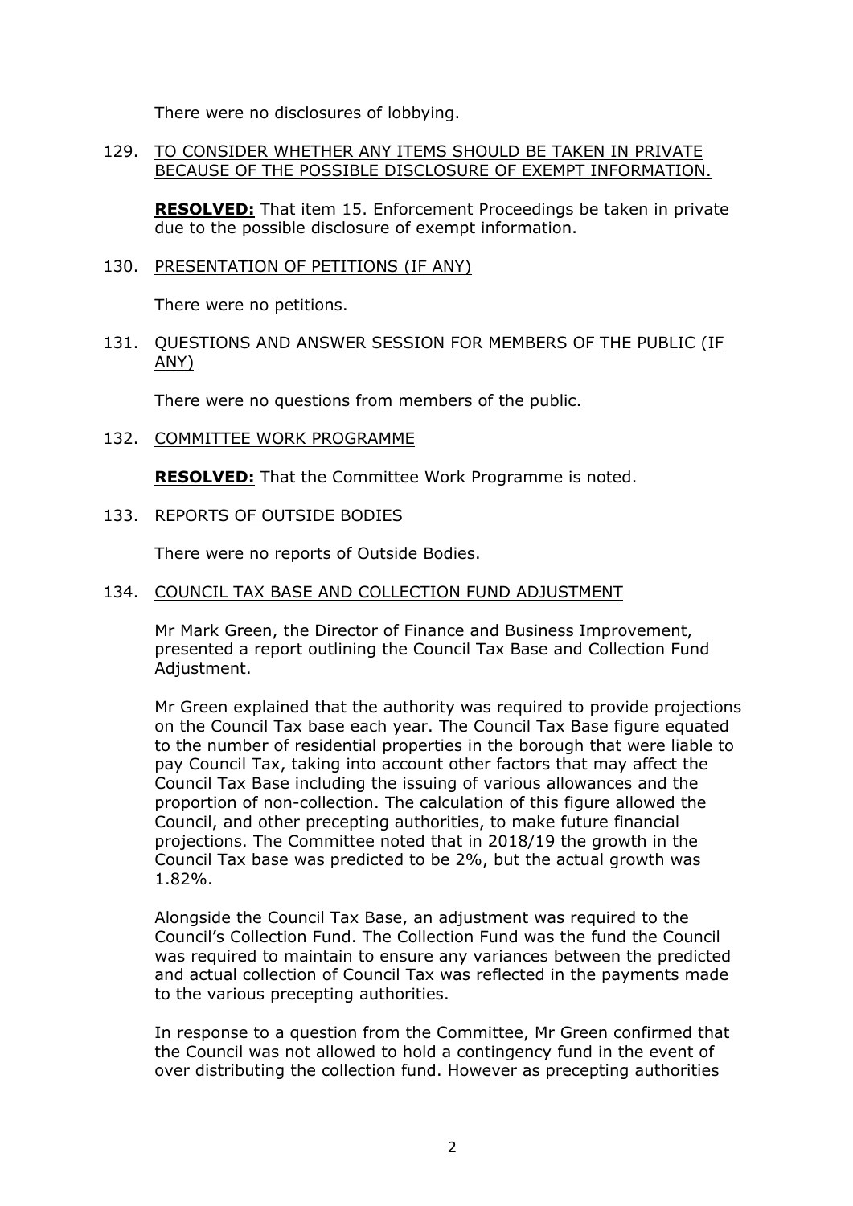There were no disclosures of lobbying.

129. TO CONSIDER WHETHER ANY ITEMS SHOULD BE TAKEN IN PRIVATE BECAUSE OF THE POSSIBLE DISCLOSURE OF EXEMPT INFORMATION.

**RESOLVED:** That item 15. Enforcement Proceedings be taken in private due to the possible disclosure of exempt information.

130. PRESENTATION OF PETITIONS (IF ANY)

There were no petitions.

131. QUESTIONS AND ANSWER SESSION FOR MEMBERS OF THE PUBLIC (IF ANY)

There were no questions from members of the public.

132. COMMITTEE WORK PROGRAMME

**RESOLVED:** That the Committee Work Programme is noted.

133. REPORTS OF OUTSIDE BODIES

There were no reports of Outside Bodies.

134. COUNCIL TAX BASE AND COLLECTION FUND ADJUSTMENT

Mr Mark Green, the Director of Finance and Business Improvement, presented a report outlining the Council Tax Base and Collection Fund Adjustment.

Mr Green explained that the authority was required to provide projections on the Council Tax base each year. The Council Tax Base figure equated to the number of residential properties in the borough that were liable to pay Council Tax, taking into account other factors that may affect the Council Tax Base including the issuing of various allowances and the proportion of non-collection. The calculation of this figure allowed the Council, and other precepting authorities, to make future financial projections. The Committee noted that in 2018/19 the growth in the Council Tax base was predicted to be 2%, but the actual growth was 1.82%.

Alongside the Council Tax Base, an adjustment was required to the Council's Collection Fund. The Collection Fund was the fund the Council was required to maintain to ensure any variances between the predicted and actual collection of Council Tax was reflected in the payments made to the various precepting authorities.

In response to a question from the Committee, Mr Green confirmed that the Council was not allowed to hold a contingency fund in the event of over distributing the collection fund. However as precepting authorities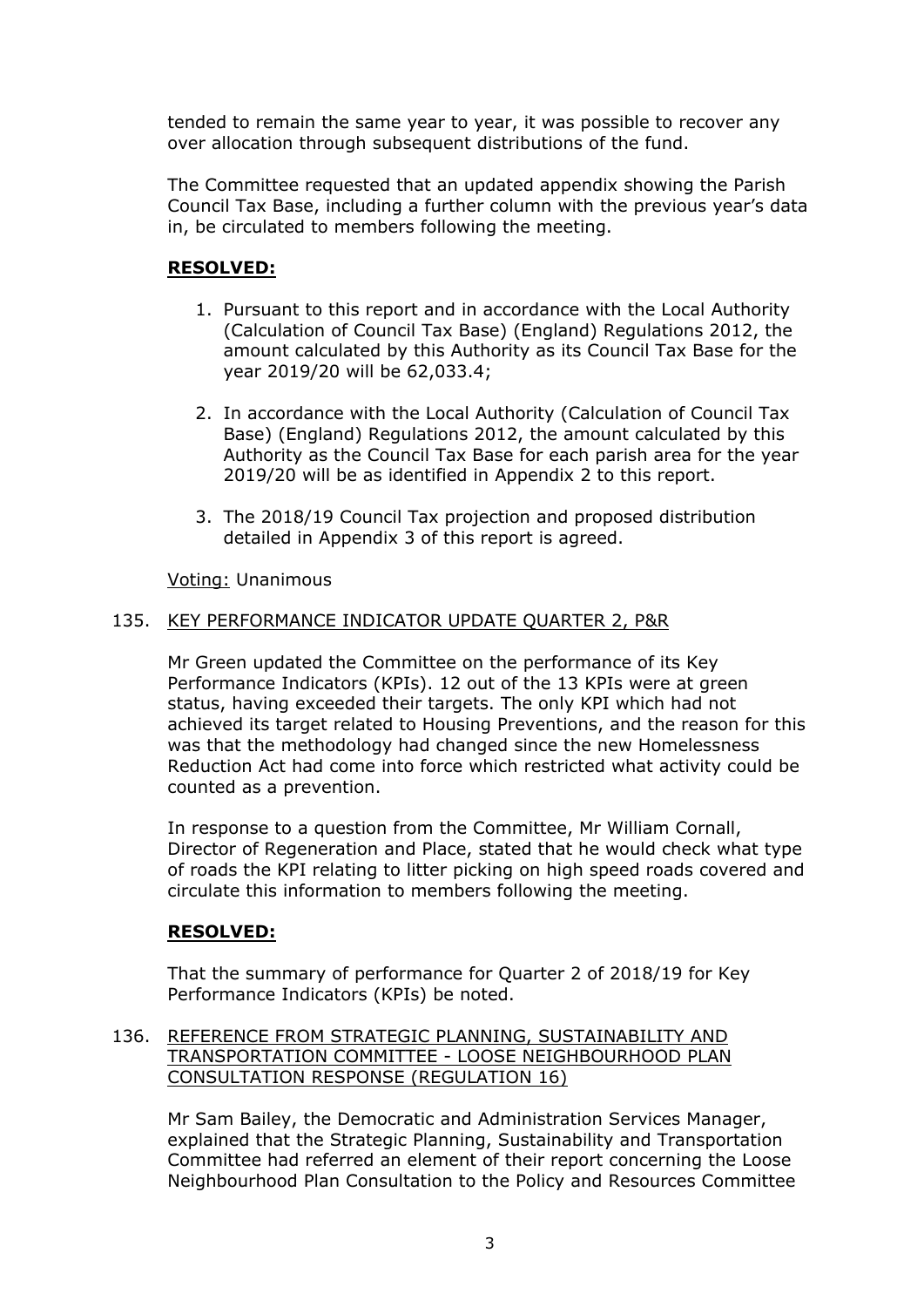tended to remain the same year to year, it was possible to recover any over allocation through subsequent distributions of the fund.

The Committee requested that an updated appendix showing the Parish Council Tax Base, including a further column with the previous year's data in, be circulated to members following the meeting.

**RESOLVED:**

1. Pursuant to this report and in accordance with the Local Authority (Calculation of Council Tax Base) (England) Regulations 2012, the amount calculated by this Authority as its Council Tax Base for the year 2019/20 will be 62,033.4;

2. In accordance with the Local Authority (Calculation of Council Tax Base) (England) Regulations 2012, the amount calculated by this Authority as the Council Tax Base for each parish area for the year 2019/20 will be as identified in Appendix 2 to this report.

3. The 2018/19 Council Tax projection and proposed distribution detailed in Appendix 3 of this report is agreed.

Voting: Unanimous

135. KEY PERFORMANCE INDICATOR UPDATE QUARTER 2, P&R

Mr Green updated the Committee on the performance of its Key Performance Indicators (KPIs). 12 out of the 13 KPIs were at green status, having exceeded their targets. The only KPI which had not achieved its target related to Housing Preventions, and the reason for this was that the methodology had changed since the new Homelessness Reduction Act had come into force which restricted what activity could be counted as a prevention.

In response to a question from the Committee, Mr William Cornall, Director of Regeneration and Place, stated that he would check what type of roads the KPI relating to litter picking on high speed roads covered and circulate this information to members following the meeting.

**RESOLVED:**

That the summary of performance for Quarter 2 of 2018/19 for Key Performance Indicators (KPIs) be noted.

136. REFERENCE FROM STRATEGIC PLANNING, SUSTAINABILITY AND TRANSPORTATION COMMITTEE - LOOSE NEIGHBOURHOOD PLAN CONSULTATION RESPONSE (REGULATION 16)

Mr Sam Bailey, the Democratic and Administration Services Manager, explained that the Strategic Planning, Sustainability and Transportation Committee had referred an element of their report concerning the Loose Neighbourhood Plan Consultation to the Policy and Resources Committee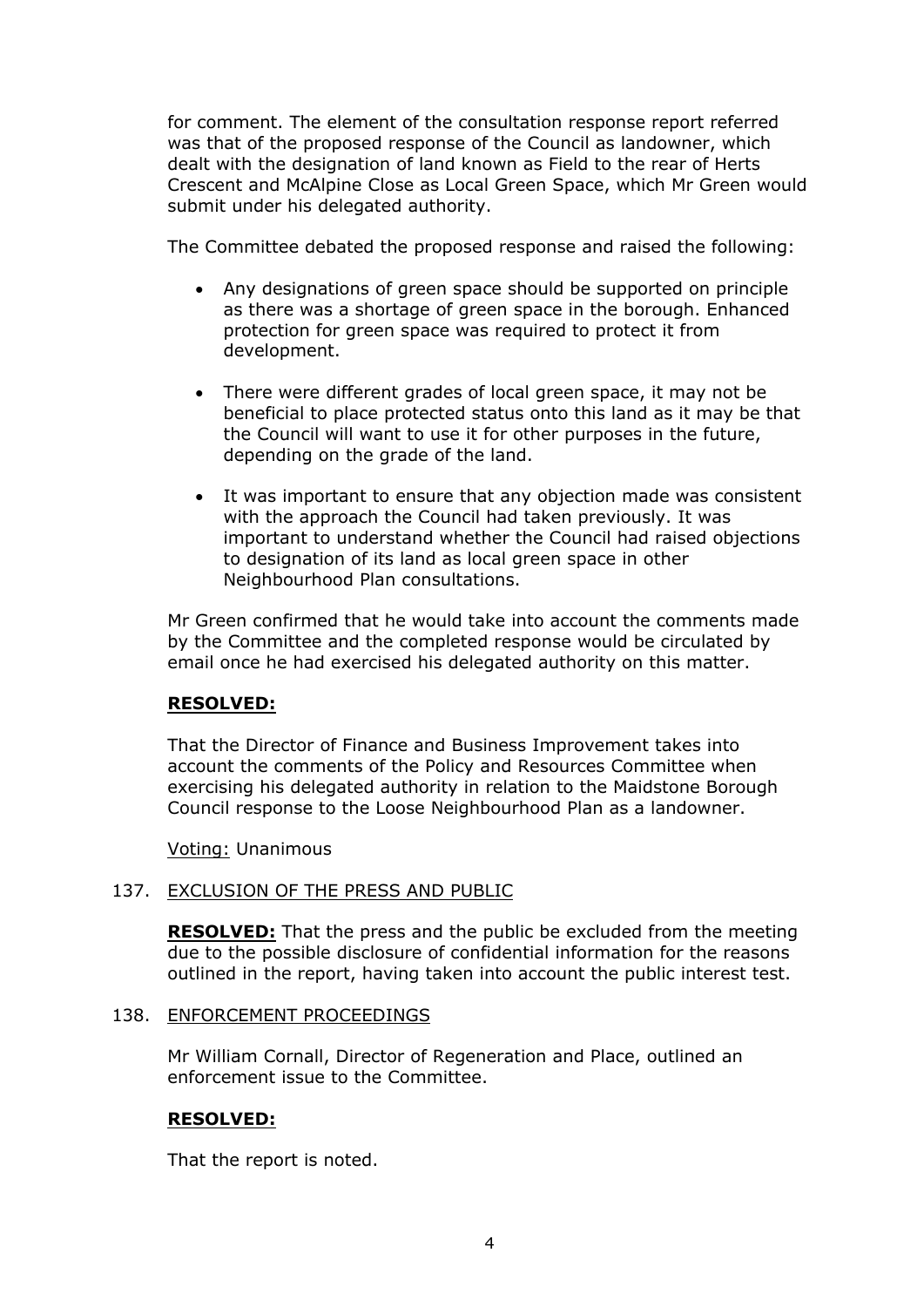for comment. The element of the consultation response report referred was that of the proposed response of the Council as landowner, which dealt with the designation of land known as Field to the rear of Herts Crescent and McAlpine Close as Local Green Space, which Mr Green would submit under his delegated authority.

The Committee debated the proposed response and raised the following:

- Any designations of green space should be supported on principle as there was a shortage of green space in the borough. Enhanced protection for green space was required to protect it from development.

- There were different grades of local green space, it may not be beneficial to place protected status onto this land as it may be that the Council will want to use it for other purposes in the future, depending on the grade of the land.

- It was important to ensure that any objection made was consistent with the approach the Council had taken previously. It was important to understand whether the Council had raised objections to designation of its land as local green space in other Neighbourhood Plan consultations.

Mr Green confirmed that he would take into account the comments made by the Committee and the completed response would be circulated by email once he had exercised his delegated authority on this matter.

**RESOLVED:**

That the Director of Finance and Business Improvement takes into account the comments of the Policy and Resources Committee when exercising his delegated authority in relation to the Maidstone Borough Council response to the Loose Neighbourhood Plan as a landowner.

Voting: Unanimous

137. EXCLUSION OF THE PRESS AND PUBLIC

**RESOLVED:** That the press and the public be excluded from the meeting due to the possible disclosure of confidential information for the reasons outlined in the report, having taken into account the public interest test.

138. ENFORCEMENT PROCEEDINGS

Mr William Cornall, Director of Regeneration and Place, outlined an enforcement issue to the Committee.

**RESOLVED:**

That the report is noted.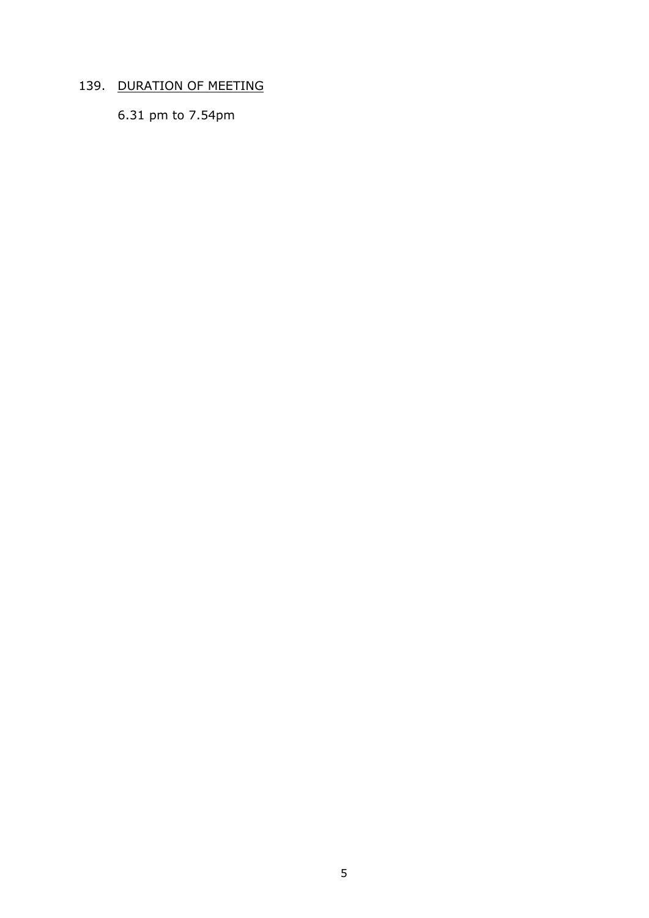139. <u>DURATION OF MEETING</u>

6.31 pm to 7.54pm